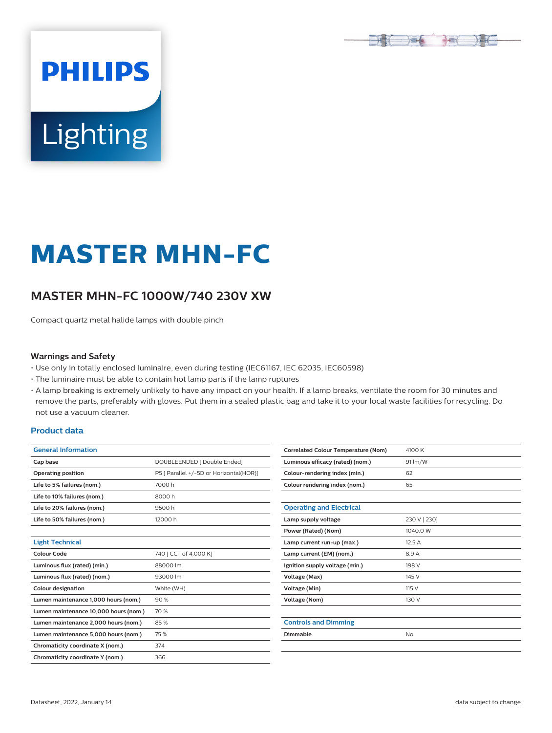# MASTER MHN-FC

## MASTER MHN-FC 1000W/740 230V XW

Compact quartz metal halide lamps with double pinch

### Warnings and Safety

- Use only in totally enclosed luminaire, even during testing (IEC61167, IEC 62035, IEC60598)
- The luminaire must be able to contain hot lamp parts if the lamp ruptures
- A lamp breaking is extremely unlikely to have any impact on your health. If a lamp breaks, ventilate the room for 30 minutes and remove the parts, preferably with gloves. Put them in a sealed plastic bag and take it to your local waste facilities for recycling. Do not use a vacuum cleaner.

### Product data

| General Information | |
|---|---|
| Cap base | DOUBLEENDED [ Double Ended] |
| Operating position | P5 [ Parallel +/-5D or Horizontal(HOR)] |
| Life to 5% failures (nom.) | 7000 h |
| Life to 10% failures (nom.) | 8000 h |
| Life to 20% failures (nom.) | 9500 h |
| Life to 50% failures (nom.) | 12000 h |

| Light Technical | |
|---|---|
| Colour Code | 740 [ CCT of 4,000 K] |
| Luminous flux (rated) (min.) | 88000 lm |
| Luminous flux (rated) (nom.) | 93000 lm |
| Colour designation | White (WH) |
| Lumen maintenance 1,000 hours (nom.) | 90 % |
| Lumen maintenance 10,000 hours (nom.) | 70 % |
| Lumen maintenance 2,000 hours (nom.) | 85 % |
| Lumen maintenance 5,000 hours (nom.) | 75 % |
| Chromaticity coordinate X (nom.) | 374 |
| Chromaticity coordinate Y (nom.) | 366 |
| Correlated Colour Temperature (Nom) | 4100 K |
| Luminous efficacy (rated) (nom.) | 91 lm/W |
| Colour-rendering index (min.) | 62 |
| Colour rendering index (nom.) | 65 |

| Operating and Electrical | |
|---|---|
| Lamp supply voltage | 230 V [ 230] |
| Power (Rated) (Nom) | 1040.0 W |
| Lamp current run-up (max.) | 12.5 A |
| Lamp current (EM) (nom.) | 8.9 A |
| Ignition supply voltage (min.) | 198 V |
| Voltage (Max) | 145 V |
| Voltage (Min) | 115 V |
| Voltage (Nom) | 130 V |

| Controls and Dimming | |
|---|---|
| Dimmable | No |

Datasheet, 2022, January 14

data subject to change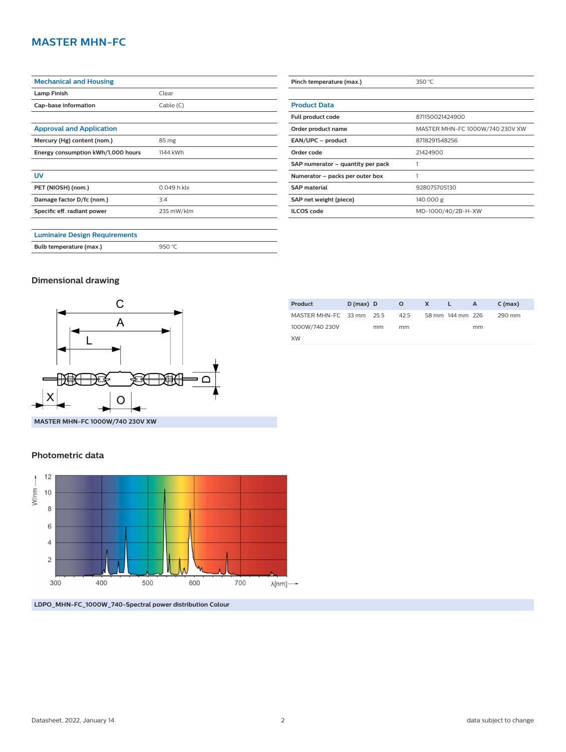# MASTER MHN-FC

| Mechanical and Housing | |
|---|---|
| Lamp Finish | Clear |
| Cap-base information | Cable (C) |

| Approval and Application | |
|---|---|
| Mercury (Hg) content (nom.) | 85 mg |
| Energy consumption kWh/1,000 hours | 1144 kWh |

| UV | |
|---|---|
| PET (NIOSH) (nom.) | 0.049 h.klx |
| Damage factor D/fc (nom.) | 3.4 |
| Specific eff. radiant power | 235 mW/klm |

| Luminaire Design Requirements | |
|---|---|
| Bulb temperature (max.) | 950 °C |
| Pinch temperature (max.) | 350 °C |

| Product Data | |
|---|---|
| Full product code | 871150021424900 |
| Order product name | MASTER MHN-FC 1000W/740 230V XW |
| EAN/UPC – product | 8718291548256 |
| Order code | 21424900 |
| SAP numerator – quantity per pack | 1 |
| Numerator – packs per outer box | 1 |
| SAP material | 928075705130 |
| SAP net weight (piece) | 140.000 g |
| ILCOS code | MD-1000/40/2B-H-XW |

## Dimensional drawing

MASTER MHN-FC 1000W/740 230V XW

| Product | D (max) | D | O | X | L | A | C (max) |
|---|---|---|---|---|---|---|---|
| MASTER MHN-FC 1000W/740 230V XW | 33 mm | 25.5 mm | 42.5 mm | 58 mm | 144 mm | 226 mm | 290 mm |

## Photometric data

LDPO_MHN-FC_1000W_740-Spectral power distribution Colour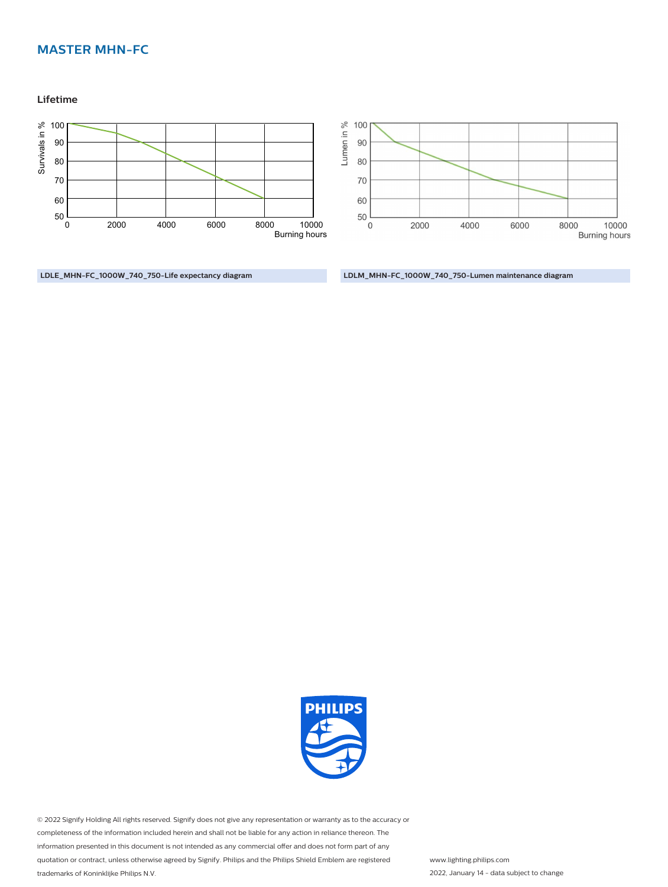## MASTER MHN-FC

### Lifetime

Survivals in %
100
90
80
70
60
50
0
2000
4000
6000
8000
10000
Burning hours

Lumen in %
100
90
80
70
60
50
0
2000
4000
6000
8000
10000
Burning hours

**LDLE_MHN-FC_1000W_740_750-Life expectancy diagram**

**LDLM_MHN-FC_1000W_740_750-Lumen maintenance diagram**

© 2022 Signify Holding All rights reserved. Signify does not give any representation or warranty as to the accuracy or completeness of the information included herein and shall not be liable for any action in reliance thereon. The information presented in this document is not intended as any commercial offer and does not form part of any quotation or contract, unless otherwise agreed by Signify. Philips and the Philips Shield Emblem are registered trademarks of Koninklijke Philips N.V.

www.lighting.philips.com
2022, January 14 - data subject to change